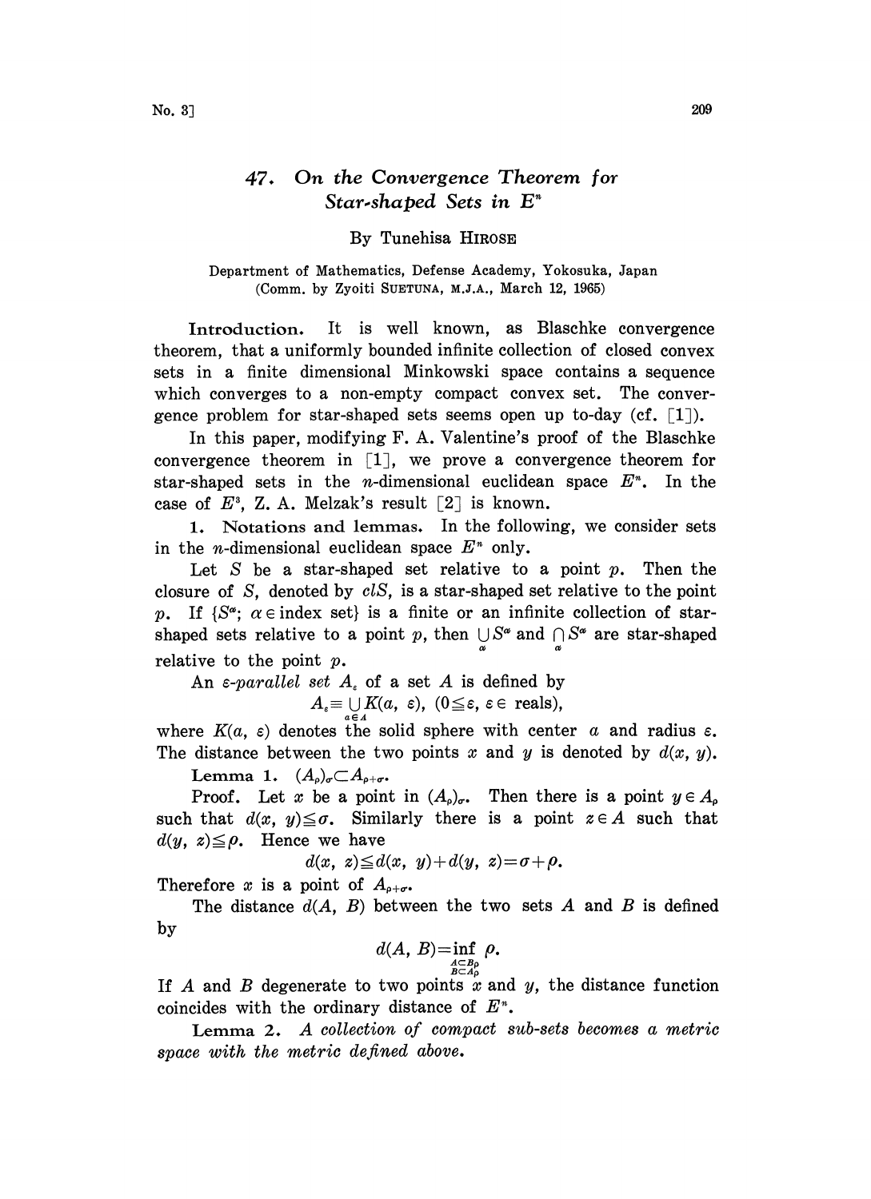# 47. *On the Convergence Theorem for Star-shaped Sets in $E^n$*

By Tunehisa HIROSE

Department of Mathematics, Defense Academy, Yokosuka, Japan
(Comm. by Zyoiti SUETUNA, M.J.A., March 12, 1965)

**Introduction.** It is well known, as Blaschke convergence theorem, that a uniformly bounded infinite collection of closed convex sets in a finite dimensional Minkowski space contains a sequence which converges to a non-empty compact convex set. The convergence problem for star-shaped sets seems open up to-day (cf. [1]).

In this paper, modifying F. A. Valentine's proof of the Blaschke convergence theorem in [1], we prove a convergence theorem for star-shaped sets in the $n$-dimensional euclidean space $E^n$. In the case of $E^3$, Z. A. Melzak's result [2] is known.

**1. Notations and lemmas.** In the following, we consider sets in the $n$-dimensional euclidean space $E^n$ only.

Let $S$ be a star-shaped set relative to a point $p$. Then the closure of $S$, denoted by $clS$, is a star-shaped set relative to the point $p$. If $\{S^\alpha;\ \alpha \in \text{index set}\}$ is a finite or an infinite collection of star-shaped sets relative to a point $p$, then $\bigcup_\alpha S^\alpha$ and $\bigcap_\alpha S^\alpha$ are star-shaped relative to the point $p$.

An *$\varepsilon$-parallel set* $A_\varepsilon$ of a set $A$ is defined by

$$A_\varepsilon \equiv \bigcup_{a \in A} K(a,\ \varepsilon),\ (0 \leqq \varepsilon,\ \varepsilon \in \text{reals}),$$

where $K(a, \varepsilon)$ denotes the solid sphere with center $a$ and radius $\varepsilon$. The distance between the two points $x$ and $y$ is denoted by $d(x, y)$.

**Lemma 1.** $(A_\rho)_\sigma \subset A_{\rho+\sigma}$.

Proof. Let $x$ be a point in $(A_\rho)_\sigma$. Then there is a point $y \in A_\rho$ such that $d(x, y) \leqq \sigma$. Similarly there is a point $z \in A$ such that $d(y, z) \leqq \rho$. Hence we have

$$d(x,\ z) \leqq d(x,\ y) + d(y,\ z) = \sigma + \rho.$$

Therefore $x$ is a point of $A_{\rho+\sigma}$.

The distance $d(A, B)$ between the two sets $A$ and $B$ is defined by

$$d(A,\ B) = \inf_{\substack{A \subset B_\rho \\ B \subset A_\rho}} \rho.$$

If $A$ and $B$ degenerate to two points $x$ and $y$, the distance function coincides with the ordinary distance of $E^n$.

**Lemma 2.** *A collection of compact sub-sets becomes a metric space with the metric defined above.*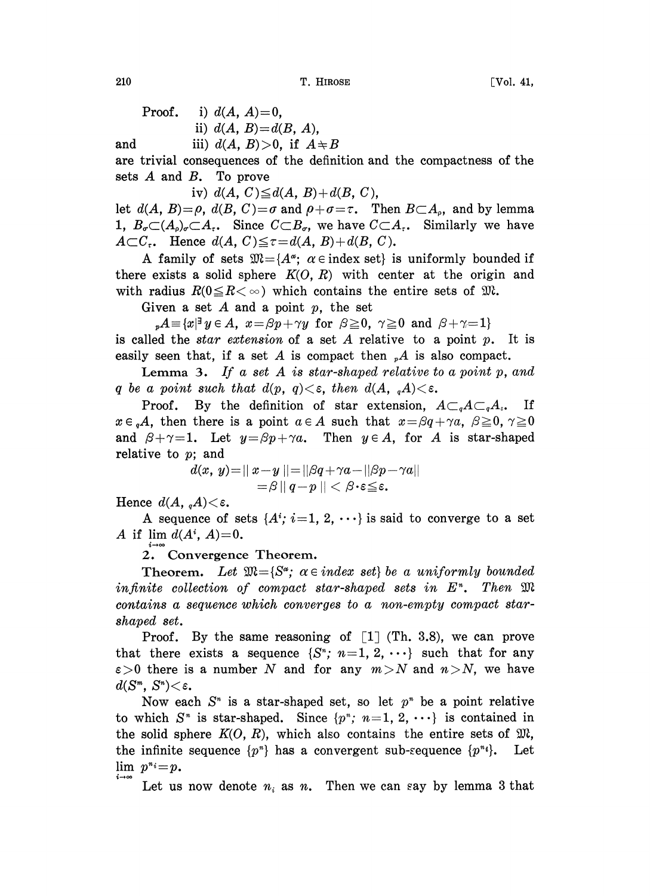Proof. i) $d(A, A)=0$,

ii) $d(A, B)=d(B, A)$,

and iii) $d(A, B)>0$, if $A\neq B$

are trivial consequences of the definition and the compactness of the sets $A$ and $B$. To prove

iv) $d(A, C)\leqq d(A, B)+d(B, C)$,

let $d(A, B)=\rho$, $d(B, C)=\sigma$ and $\rho+\sigma=\tau$. Then $B\subset A_\rho$, and by lemma 1, $B_\sigma\subset(A_\rho)_\sigma\subset A_\tau$. Since $C\subset B_\sigma$, we have $C\subset A_\tau$. Similarly we have $A\subset C_\tau$. Hence $d(A, C)\leqq\tau=d(A, B)+d(B, C)$.

A family of sets $\mathfrak{M}=\{A^\alpha;\ \alpha\in\text{index set}\}$ is uniformly bounded if there exists a solid sphere $K(O, R)$ with center at the origin and with radius $R(0\leqq R<\infty)$ which contains the entire sets of $\mathfrak{M}$.

Given a set $A$ and a point $p$, the set

$${}_pA\equiv\{x|^\exists y\in A,\ x=\beta p+\gamma y \text{ for } \beta\geqq 0,\ \gamma\geqq 0 \text{ and } \beta+\gamma=1\}$$

is called the *star extension* of a set $A$ relative to a point $p$. It is easily seen that, if a set $A$ is compact then ${}_pA$ is also compact.

**Lemma 3.** *If a set $A$ is star-shaped relative to a point $p$, and $q$ be a point such that $d(p, q)<\varepsilon$, then $d(A, {}_qA)<\varepsilon$.*

Proof. By the definition of star extension, $A\subset{}_qA\subset{}_qA_\varepsilon$. If $x\in{}_qA$, then there is a point $a\in A$ such that $x=\beta q+\gamma a$, $\beta\geqq 0$, $\gamma\geqq 0$ and $\beta+\gamma=1$. Let $y=\beta p+\gamma a$. Then $y\in A$, for $A$ is star-shaped relative to $p$; and

$$d(x, y)=\|x-y\|=\|\beta q+\gamma a-\|\beta p-\gamma a\|$$
$$=\beta\|q-p\|<\beta\cdot\varepsilon\leqq\varepsilon.$$

Hence $d(A, {}_qA)<\varepsilon$.

A sequence of sets $\{A^i;\ i=1, 2, \cdots\}$ is said to converge to a set $A$ if $\lim_{i\to\infty} d(A^i, A)=0$.

## 2. Convergence Theorem.

**Theorem.** *Let $\mathfrak{M}=\{S^\alpha;\ \alpha\in\text{index set}\}$ be a uniformly bounded infinite collection of compact star-shaped sets in $E^n$. Then $\mathfrak{M}$ contains a sequence which converges to a non-empty compact star-shaped set.*

Proof. By the same reasoning of [1] (Th. 3.8), we can prove that there exists a sequence $\{S^n;\ n=1, 2, \cdots\}$ such that for any $\varepsilon>0$ there is a number $N$ and for any $m>N$ and $n>N$, we have $d(S^m, S^n)<\varepsilon$.

Now each $S^n$ is a star-shaped set, so let $p^n$ be a point relative to which $S^n$ is star-shaped. Since $\{p^n;\ n=1, 2, \cdots\}$ is contained in the solid sphere $K(O, R)$, which also contains the entire sets of $\mathfrak{M}$, the infinite sequence $\{p^n\}$ has a convergent sub-sequence $\{p^{n_i}\}$. Let $\lim_{i\to\infty} p^{n_i}=p$.

Let us now denote $n_i$ as $n$. Then we can say by lemma 3 that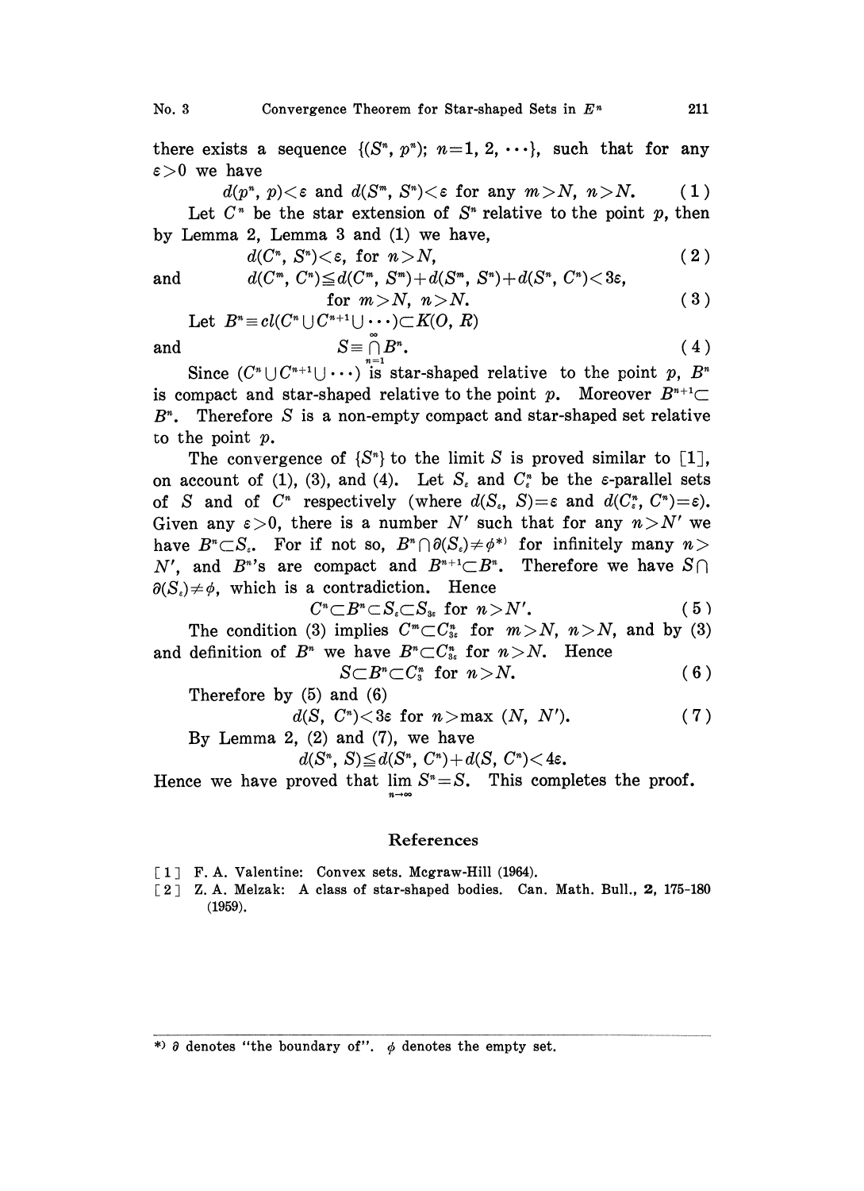there exists a sequence $\{(S^n, p^n); n=1, 2, \cdots\}$, such that for any $\varepsilon>0$ we have

$$d(p^n, p)<\varepsilon \text{ and } d(S^m, S^n)<\varepsilon \text{ for any } m>N, n>N. \tag{1}$$

Let $C^n$ be the star extension of $S^n$ relative to the point $p$, then by Lemma 2, Lemma 3 and (1) we have,

$$d(C^n, S^n)<\varepsilon, \text{ for } n>N, \tag{2}$$

and

$$d(C^m, C^n)\leqq d(C^m, S^m)+d(S^m, S^n)+d(S^n, C^n)<3\varepsilon, \text{ for } m>N, n>N. \tag{3}$$

Let $B^n \equiv cl(C^n \cup C^{n+1} \cup \cdots) \subset K(O, R)$

and

$$S \equiv \bigcap_{n=1}^{\infty} B^n. \tag{4}$$

Since $(C^n \cup C^{n+1} \cup \cdots)$ is star-shaped relative to the point $p$, $B^n$ is compact and star-shaped relative to the point $p$. Moreover $B^{n+1} \subset B^n$. Therefore $S$ is a non-empty compact and star-shaped set relative to the point $p$.

The convergence of $\{S^n\}$ to the limit $S$ is proved similar to [1], on account of (1), (3), and (4). Let $S_\varepsilon$ and $C^n_\varepsilon$ be the $\varepsilon$-parallel sets of $S$ and of $C^n$ respectively (where $d(S_\varepsilon, S)=\varepsilon$ and $d(C^n_\varepsilon, C^n)=\varepsilon$). Given any $\varepsilon>0$, there is a number $N'$ such that for any $n>N'$ we have $B^n \subset S_\varepsilon$. For if not so, $B^n \cap \partial(S_\varepsilon) \neq \phi$*) for infinitely many $n>N'$, and $B^n$'s are compact and $B^{n+1} \subset B^n$. Therefore we have $S \cap \partial(S_\varepsilon) \neq \phi$, which is a contradiction. Hence

$$C^n \subset B^n \subset S_\varepsilon \subset S_{3\varepsilon} \text{ for } n>N'. \tag{5}$$

The condition (3) implies $C^m \subset C^n_{3\varepsilon}$ for $m>N$, $n>N$, and by (3) and definition of $B^n$ we have $B^n \subset C^n_{3\varepsilon}$ for $n>N$. Hence

$$S \subset B^n \subset C^n_3 \text{ for } n>N. \tag{6}$$

Therefore by (5) and (6)

$$d(S, C^n)<3\varepsilon \text{ for } n>\max(N, N'). \tag{7}$$

By Lemma 2, (2) and (7), we have

$$d(S^n, S)\leqq d(S^n, C^n)+d(S, C^n)<4\varepsilon.$$

Hence we have proved that $\lim_{n\to\infty} S^n = S$. This completes the proof.

## References

[1] F. A. Valentine: Convex sets. Mcgraw-Hill (1964).

[2] Z. A. Melzak: A class of star-shaped bodies. Can. Math. Bull., **2**, 175-180 (1959).

*) $\partial$ denotes "the boundary of". $\phi$ denotes the empty set.